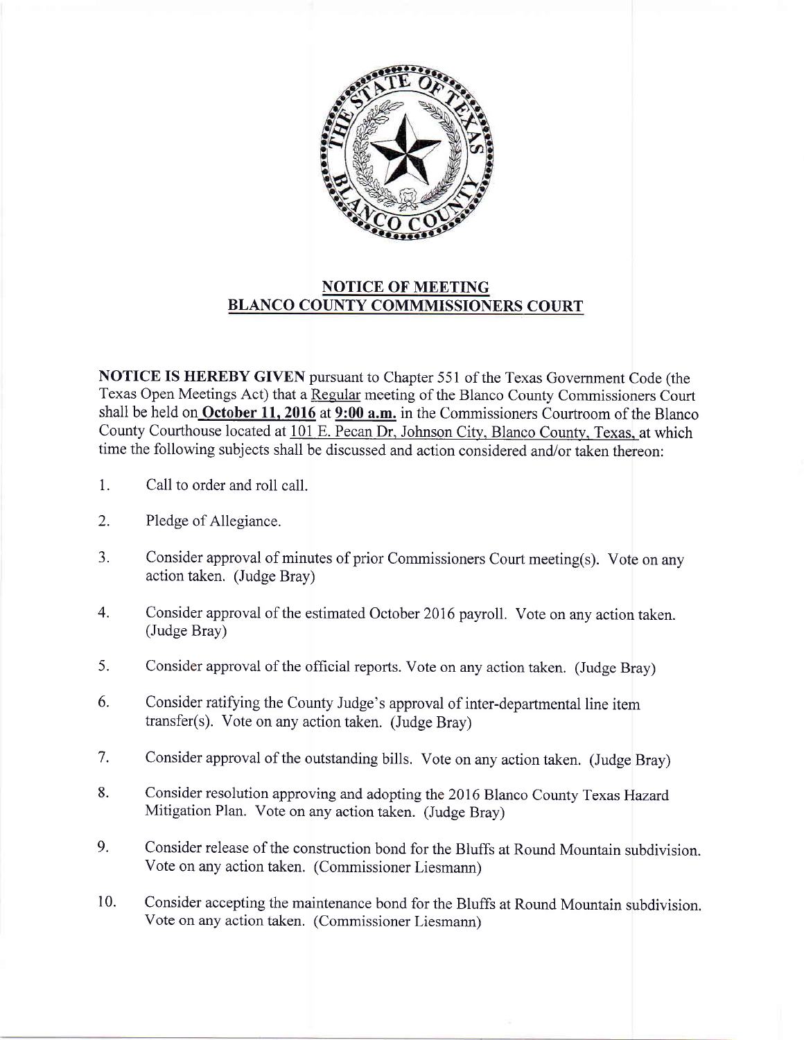## NOTICE OF MEETING
## BLANCO COUNTY COMMMISSIONERS COURT

**NOTICE IS HEREBY GIVEN** pursuant to Chapter 551 of the Texas Government Code (the Texas Open Meetings Act) that a Regular meeting of the Blanco County Commissioners Court shall be held on **October 11, 2016** at **9:00 a.m.** in the Commissioners Courtroom of the Blanco County Courthouse located at 101 E. Pecan Dr, Johnson City, Blanco County, Texas, at which time the following subjects shall be discussed and action considered and/or taken thereon:

1. Call to order and roll call.
2. Pledge of Allegiance.
3. Consider approval of minutes of prior Commissioners Court meeting(s). Vote on any action taken. (Judge Bray)
4. Consider approval of the estimated October 2016 payroll. Vote on any action taken. (Judge Bray)
5. Consider approval of the official reports. Vote on any action taken. (Judge Bray)
6. Consider ratifying the County Judge's approval of inter-departmental line item transfer(s). Vote on any action taken. (Judge Bray)
7. Consider approval of the outstanding bills. Vote on any action taken. (Judge Bray)
8. Consider resolution approving and adopting the 2016 Blanco County Texas Hazard Mitigation Plan. Vote on any action taken. (Judge Bray)
9. Consider release of the construction bond for the Bluffs at Round Mountain subdivision. Vote on any action taken. (Commissioner Liesmann)
10. Consider accepting the maintenance bond for the Bluffs at Round Mountain subdivision. Vote on any action taken. (Commissioner Liesmann)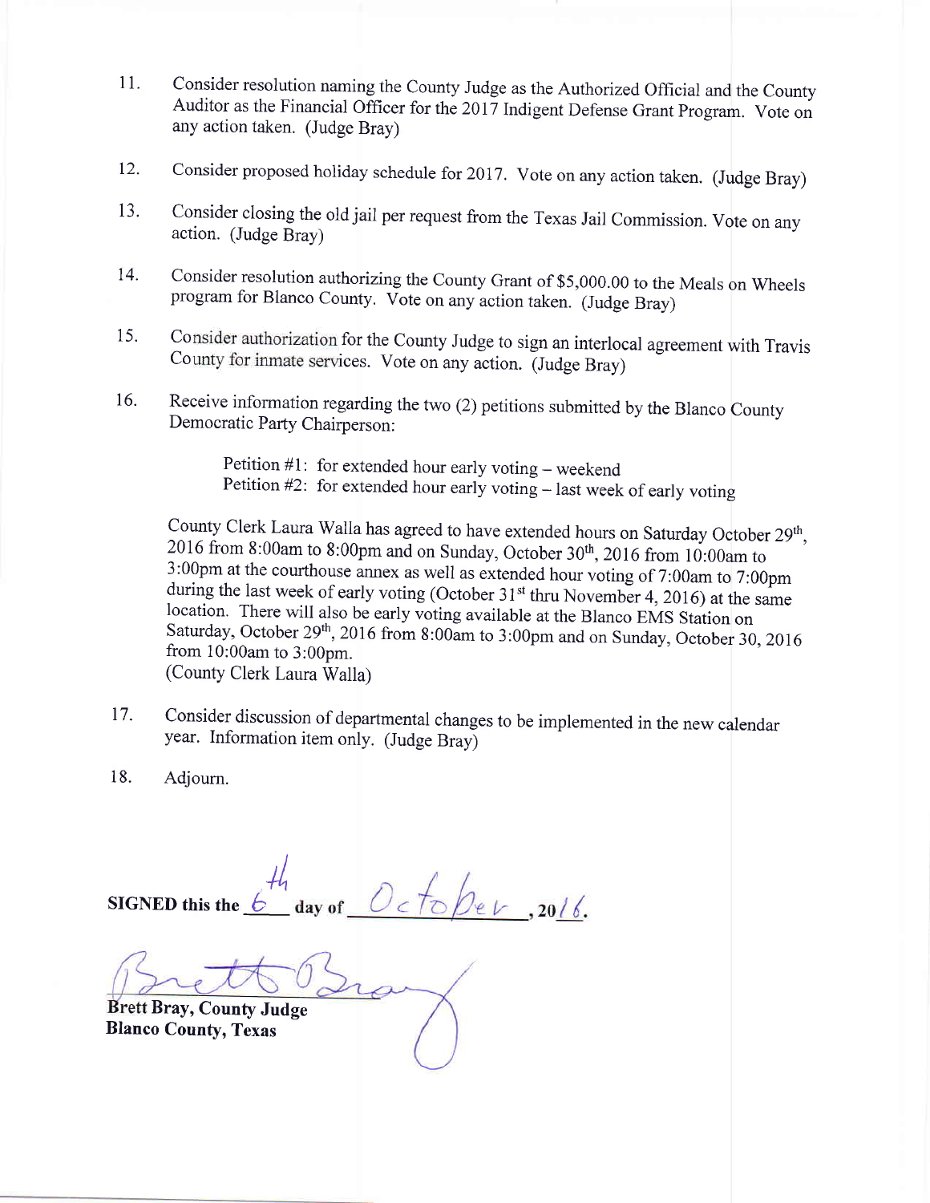11. Consider resolution naming the County Judge as the Authorized Official and the County Auditor as the Financial Officer for the 2017 Indigent Defense Grant Program. Vote on any action taken. (Judge Bray)

12. Consider proposed holiday schedule for 2017. Vote on any action taken. (Judge Bray)

13. Consider closing the old jail per request from the Texas Jail Commission. Vote on any action. (Judge Bray)

14. Consider resolution authorizing the County Grant of $5,000.00 to the Meals on Wheels program for Blanco County. Vote on any action taken. (Judge Bray)

15. Consider authorization for the County Judge to sign an interlocal agreement with Travis County for inmate services. Vote on any action. (Judge Bray)

16. Receive information regarding the two (2) petitions submitted by the Blanco County Democratic Party Chairperson:

    Petition #1: for extended hour early voting – weekend
    Petition #2: for extended hour early voting – last week of early voting

    County Clerk Laura Walla has agreed to have extended hours on Saturday October 29th, 2016 from 8:00am to 8:00pm and on Sunday, October 30th, 2016 from 10:00am to 3:00pm at the courthouse annex as well as extended hour voting of 7:00am to 7:00pm during the last week of early voting (October 31st thru November 4, 2016) at the same location. There will also be early voting available at the Blanco EMS Station on Saturday, October 29th, 2016 from 8:00am to 3:00pm and on Sunday, October 30, 2016 from 10:00am to 3:00pm.
    (County Clerk Laura Walla)

17. Consider discussion of departmental changes to be implemented in the new calendar year. Information item only. (Judge Bray)

18. Adjourn.

**SIGNED this the** 6th **day of** October**, 20**16**.**

Brett Bray

**Brett Bray, County Judge**
**Blanco County, Texas**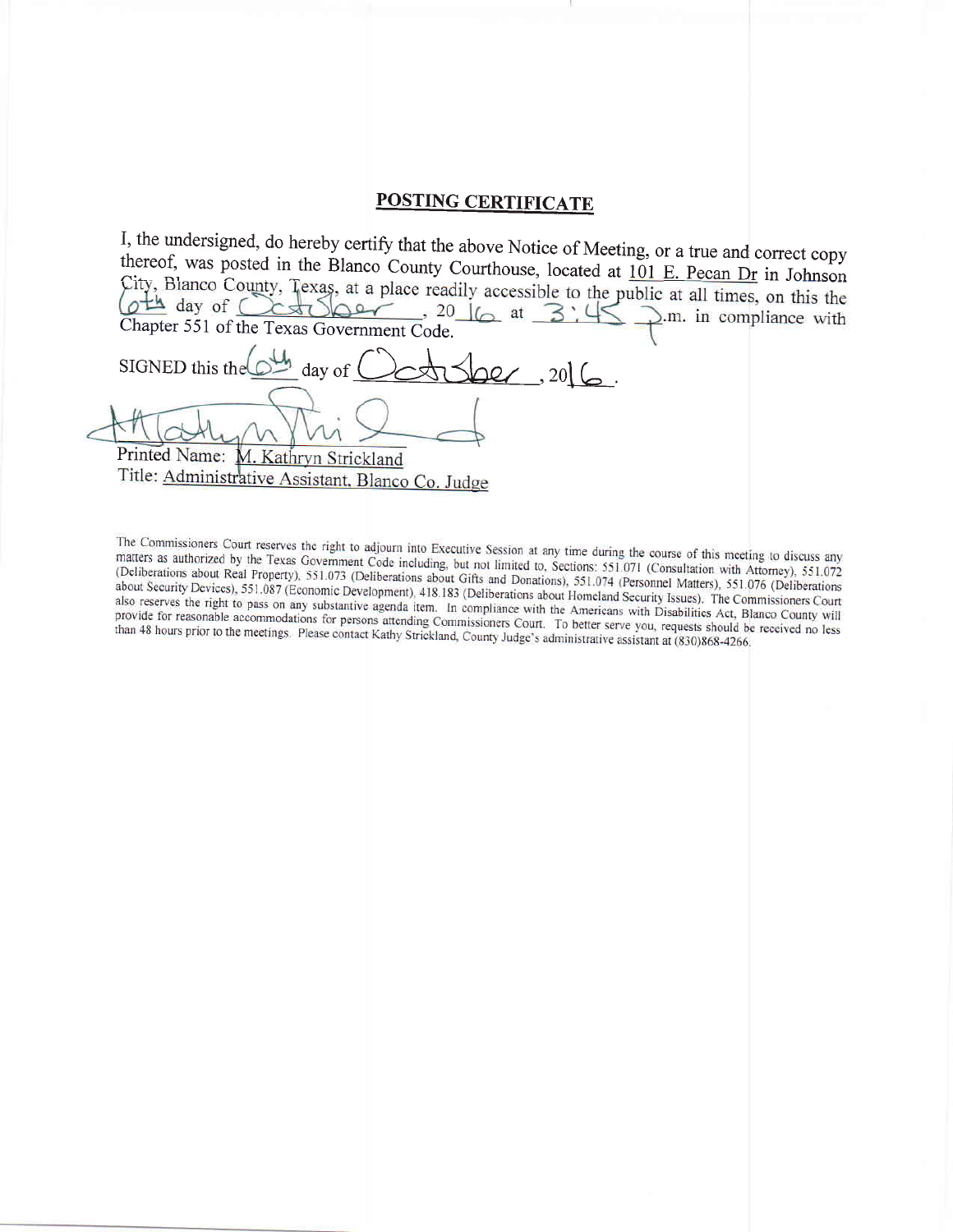## POSTING CERTIFICATE

I, the undersigned, do hereby certify that the above Notice of Meeting, or a true and correct copy thereof, was posted in the Blanco County Courthouse, located at 101 E. Pecan Dr in Johnson City, Blanco County, Texas, at a place readily accessible to the public at all times, on this the 6th day of October, 20 16 at 3:45 p.m. in compliance with Chapter 551 of the Texas Government Code.

SIGNED this the 6th day of October, 2016.

Printed Name: M. Kathryn Strickland
Title: Administrative Assistant, Blanco Co. Judge

The Commissioners Court reserves the right to adjourn into Executive Session at any time during the course of this meeting to discuss any matters as authorized by the Texas Government Code including, but not limited to, Sections: 551.071 (Consultation with Attorney), 551.072 (Deliberations about Real Property), 551.073 (Deliberations about Gifts and Donations), 551.074 (Personnel Matters), 551.076 (Deliberations about Security Devices), 551.087 (Economic Development), 418.183 (Deliberations about Homeland Security Issues). The Commissioners Court also reserves the right to pass on any substantive agenda item. In compliance with the Americans with Disabilities Act, Blanco County will provide for reasonable accommodations for persons attending Commissioners Court. To better serve you, requests should be received no less than 48 hours prior to the meetings. Please contact Kathy Strickland, County Judge's administrative assistant at (830)868-4266.